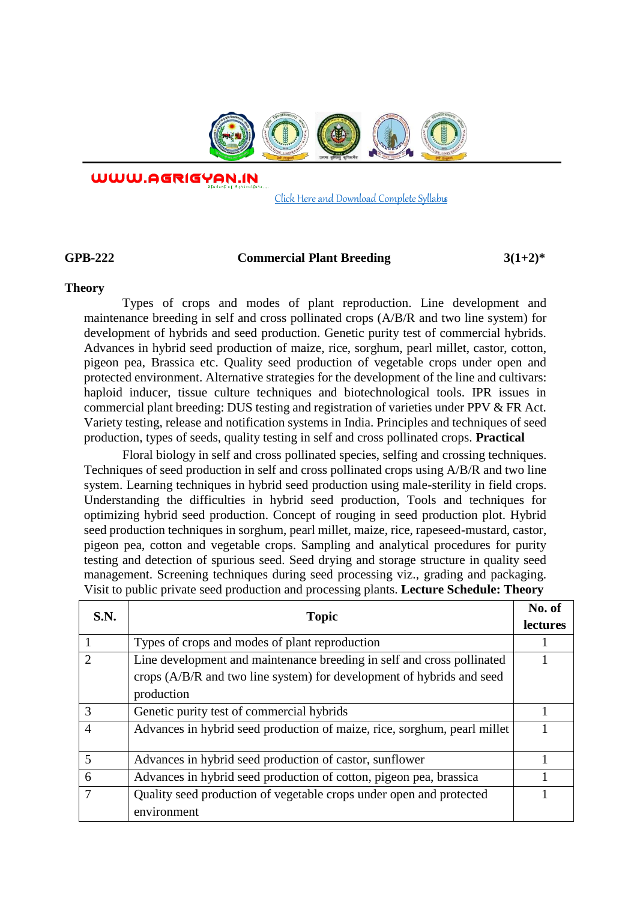WWW.AGRIGYAN.IN

Click Here and Download Complete Syllabus

**GPB-222** **Commercial Plant Breeding** **3(1+2)***

**Theory**

Types of crops and modes of plant reproduction. Line development and maintenance breeding in self and cross pollinated crops (A/B/R and two line system) for development of hybrids and seed production. Genetic purity test of commercial hybrids. Advances in hybrid seed production of maize, rice, sorghum, pearl millet, castor, cotton, pigeon pea, Brassica etc. Quality seed production of vegetable crops under open and protected environment. Alternative strategies for the development of the line and cultivars: haploid inducer, tissue culture techniques and biotechnological tools. IPR issues in commercial plant breeding: DUS testing and registration of varieties under PPV & FR Act. Variety testing, release and notification systems in India. Principles and techniques of seed production, types of seeds, quality testing in self and cross pollinated crops.

**Practical**

Floral biology in self and cross pollinated species, selfing and crossing techniques. Techniques of seed production in self and cross pollinated crops using A/B/R and two line system. Learning techniques in hybrid seed production using male-sterility in field crops. Understanding the difficulties in hybrid seed production, Tools and techniques for optimizing hybrid seed production. Concept of rouging in seed production plot. Hybrid seed production techniques in sorghum, pearl millet, maize, rice, rapeseed-mustard, castor, pigeon pea, cotton and vegetable crops. Sampling and analytical procedures for purity testing and detection of spurious seed. Seed drying and storage structure in quality seed management. Screening techniques during seed processing viz., grading and packaging. Visit to public private seed production and processing plants.

**Lecture Schedule: Theory**

| S.N. | Topic | No. of lectures |
|---|---|---|
| 1 | Types of crops and modes of plant reproduction | 1 |
| 2 | Line development and maintenance breeding in self and cross pollinated crops (A/B/R and two line system) for development of hybrids and seed production | 1 |
| 3 | Genetic purity test of commercial hybrids | 1 |
| 4 | Advances in hybrid seed production of maize, rice, sorghum, pearl millet | 1 |
| 5 | Advances in hybrid seed production of castor, sunflower | 1 |
| 6 | Advances in hybrid seed production of cotton, pigeon pea, brassica | 1 |
| 7 | Quality seed production of vegetable crops under open and protected environment | 1 |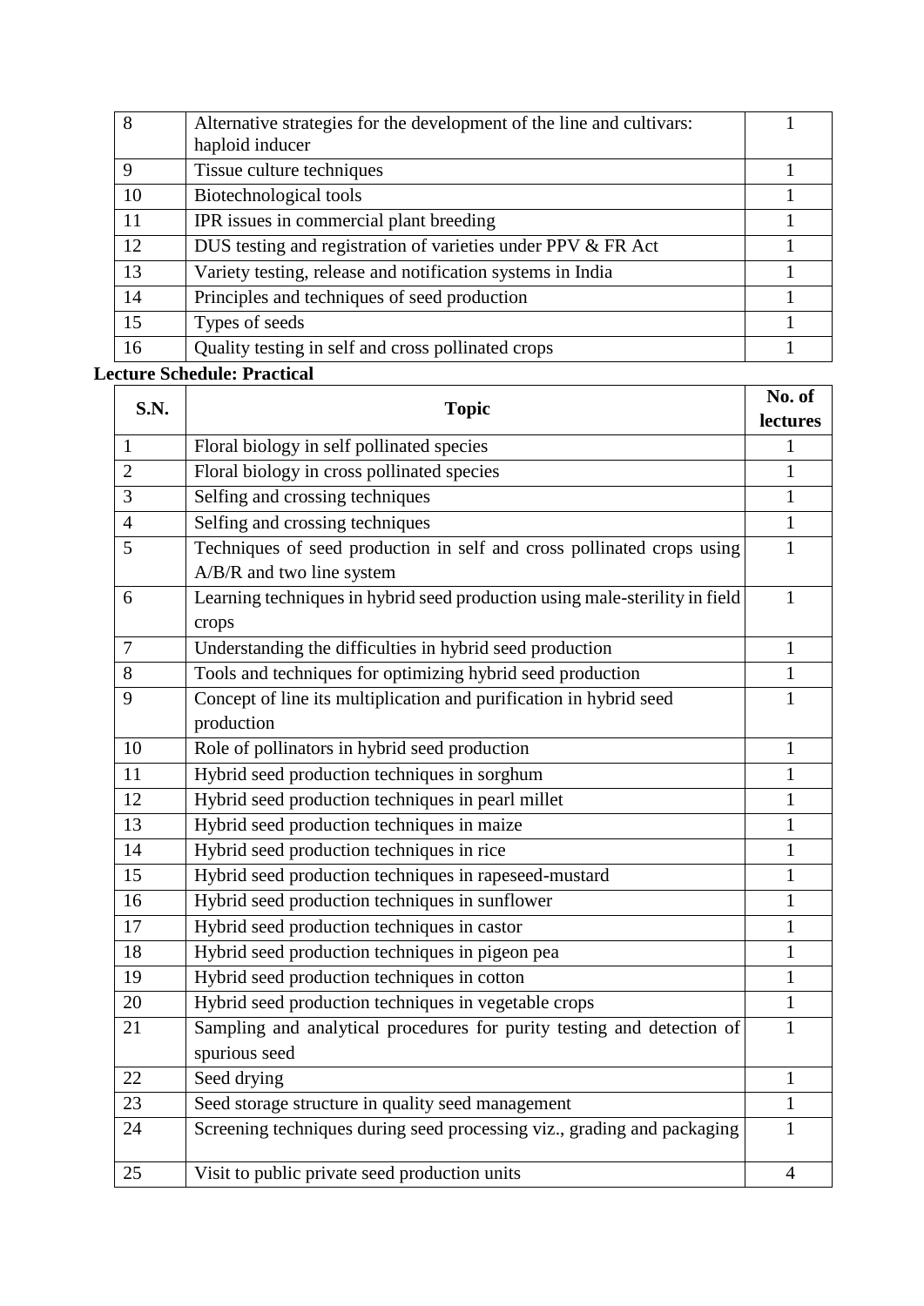| 8 | Alternative strategies for the development of the line and cultivars: haploid inducer | 1 |
|---|---|---|
| 9 | Tissue culture techniques | 1 |
| 10 | Biotechnological tools | 1 |
| 11 | IPR issues in commercial plant breeding | 1 |
| 12 | DUS testing and registration of varieties under PPV & FR Act | 1 |
| 13 | Variety testing, release and notification systems in India | 1 |
| 14 | Principles and techniques of seed production | 1 |
| 15 | Types of seeds | 1 |
| 16 | Quality testing in self and cross pollinated crops | 1 |

**Lecture Schedule: Practical**

| S.N. | Topic | No. of lectures |
|---|---|---|
| 1 | Floral biology in self pollinated species | 1 |
| 2 | Floral biology in cross pollinated species | 1 |
| 3 | Selfing and crossing techniques | 1 |
| 4 | Selfing and crossing techniques | 1 |
| 5 | Techniques of seed production in self and cross pollinated crops using A/B/R and two line system | 1 |
| 6 | Learning techniques in hybrid seed production using male-sterility in field crops | 1 |
| 7 | Understanding the difficulties in hybrid seed production | 1 |
| 8 | Tools and techniques for optimizing hybrid seed production | 1 |
| 9 | Concept of line its multiplication and purification in hybrid seed production | 1 |
| 10 | Role of pollinators in hybrid seed production | 1 |
| 11 | Hybrid seed production techniques in sorghum | 1 |
| 12 | Hybrid seed production techniques in pearl millet | 1 |
| 13 | Hybrid seed production techniques in maize | 1 |
| 14 | Hybrid seed production techniques in rice | 1 |
| 15 | Hybrid seed production techniques in rapeseed-mustard | 1 |
| 16 | Hybrid seed production techniques in sunflower | 1 |
| 17 | Hybrid seed production techniques in castor | 1 |
| 18 | Hybrid seed production techniques in pigeon pea | 1 |
| 19 | Hybrid seed production techniques in cotton | 1 |
| 20 | Hybrid seed production techniques in vegetable crops | 1 |
| 21 | Sampling and analytical procedures for purity testing and detection of spurious seed | 1 |
| 22 | Seed drying | 1 |
| 23 | Seed storage structure in quality seed management | 1 |
| 24 | Screening techniques during seed processing viz., grading and packaging | 1 |
| 25 | Visit to public private seed production units | 4 |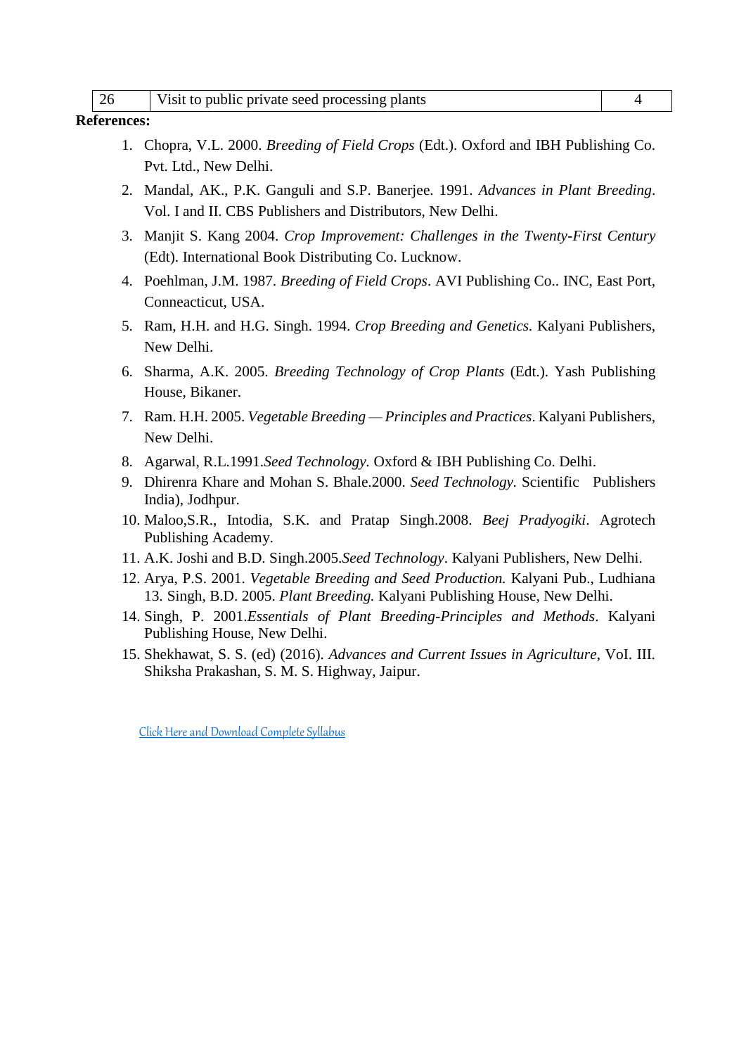| | | |
|---|---|---|
| 26 | Visit to public private seed processing plants | 4 |

**References:**

1. Chopra, V.L. 2000. *Breeding of Field Crops* (Edt.). Oxford and IBH Publishing Co. Pvt. Ltd., New Delhi.
2. Mandal, AK., P.K. Ganguli and S.P. Banerjee. 1991. *Advances in Plant Breeding*. Vol. I and II. CBS Publishers and Distributors, New Delhi.
3. Manjit S. Kang 2004. *Crop Improvement: Challenges in the Twenty-First Century* (Edt). International Book Distributing Co. Lucknow.
4. Poehlman, J.M. 1987. *Breeding of Field Crops*. AVI Publishing Co.. INC, East Port, Conneacticut, USA.
5. Ram, H.H. and H.G. Singh. 1994. *Crop Breeding and Genetics.* Kalyani Publishers, New Delhi.
6. Sharma, A.K. 2005. *Breeding Technology of Crop Plants* (Edt.). Yash Publishing House, Bikaner.
7. Ram. H.H. 2005. *Vegetable Breeding — Principles and Practices*. Kalyani Publishers, New Delhi.
8. Agarwal, R.L.1991.*Seed Technology.* Oxford & IBH Publishing Co. Delhi.
9. Dhirenra Khare and Mohan S. Bhale.2000. *Seed Technology.* Scientific Publishers India), Jodhpur.
10. Maloo,S.R., Intodia, S.K. and Pratap Singh.2008. *Beej Pradyogiki*. Agrotech Publishing Academy.
11. A.K. Joshi and B.D. Singh.2005.*Seed Technology*. Kalyani Publishers, New Delhi.
12. Arya, P.S. 2001. *Vegetable Breeding and Seed Production.* Kalyani Pub., Ludhiana
13. Singh, B.D. 2005. *Plant Breeding.* Kalyani Publishing House, New Delhi.
14. Singh, P. 2001.*Essentials of Plant Breeding-Principles and Methods*. Kalyani Publishing House, New Delhi.
15. Shekhawat, S. S. (ed) (2016). *Advances and Current Issues in Agriculture*, VoI. III. Shiksha Prakashan, S. M. S. Highway, Jaipur.

Click Here and Download Complete Syllabus